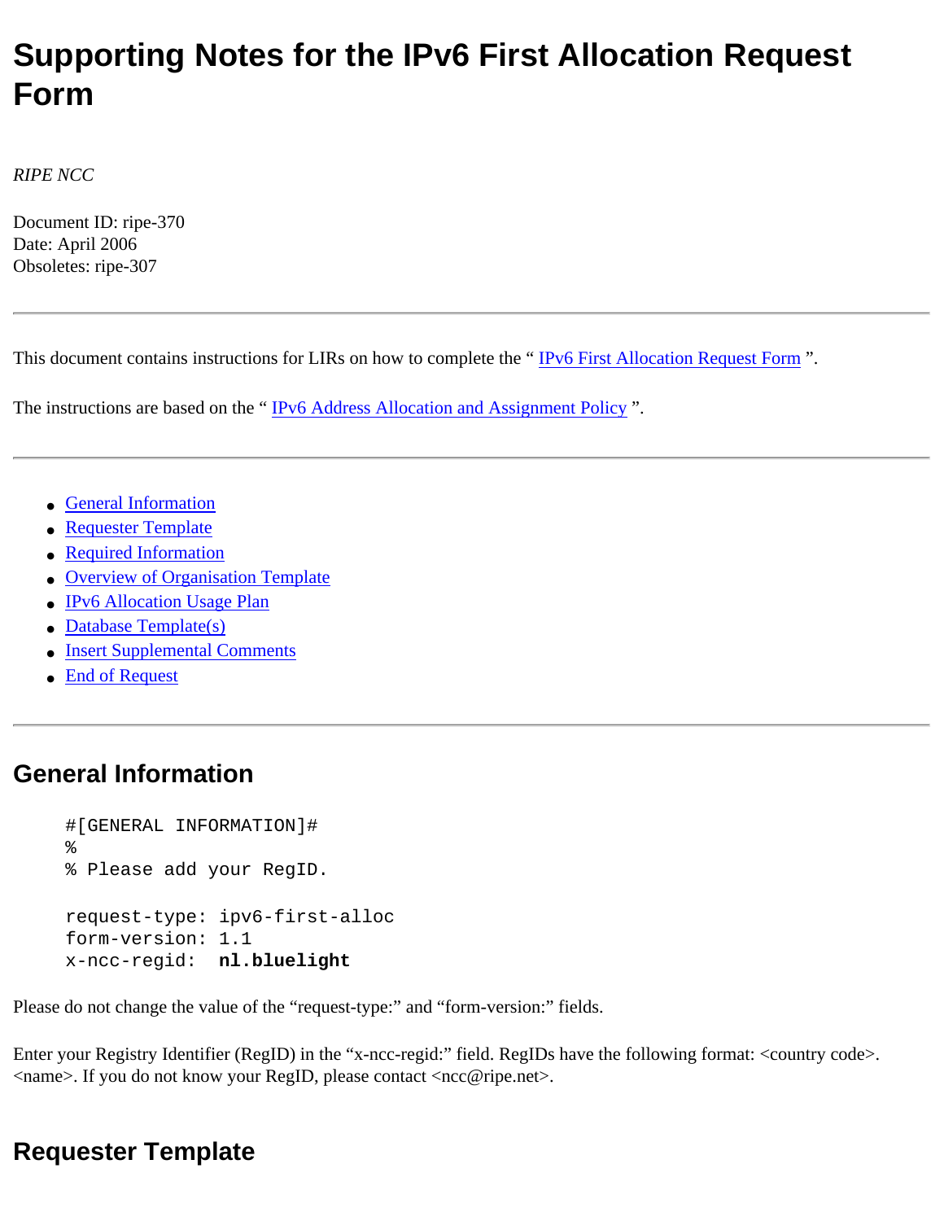# Supporting Notes for the IPv6 First Allocation Request Form

*RIPE NCC*

Document ID: ripe-370
Date: April 2006
Obsoletes: ripe-307

---

This document contains instructions for LIRs on how to complete the " IPv6 First Allocation Request Form ".

The instructions are based on the " IPv6 Address Allocation and Assignment Policy ".

---

- General Information
- Requester Template
- Required Information
- Overview of Organisation Template
- IPv6 Allocation Usage Plan
- Database Template(s)
- Insert Supplemental Comments
- End of Request

---

## General Information

```
#[GENERAL INFORMATION]#
%
% Please add your RegID.

request-type: ipv6-first-alloc
form-version: 1.1
x-ncc-regid:  nl.bluelight
```

Please do not change the value of the "request-type:" and "form-version:" fields.

Enter your Registry Identifier (RegID) in the "x-ncc-regid:" field. RegIDs have the following format: <country code>.<name>. If you do not know your RegID, please contact <ncc@ripe.net>.

## Requester Template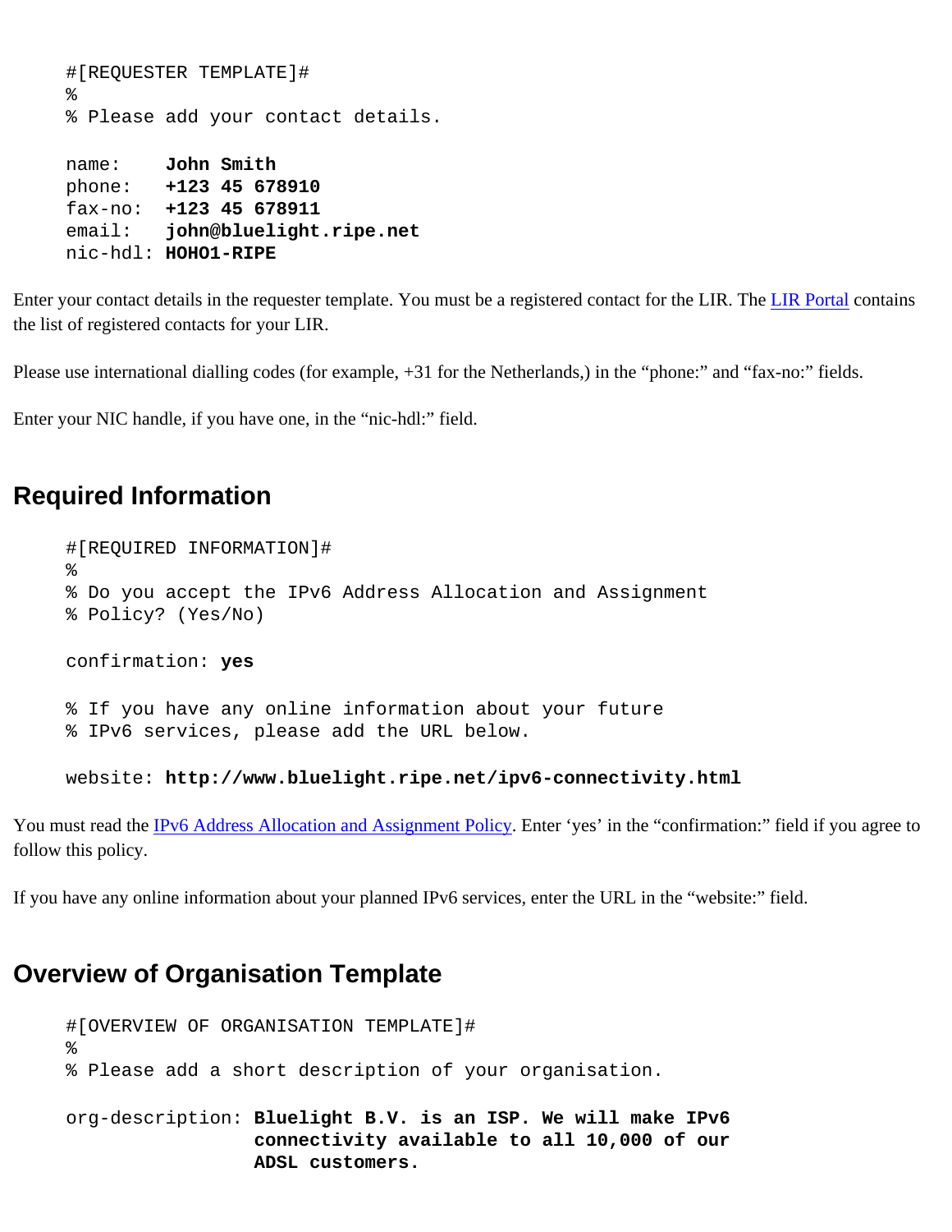```
#[REQUESTER TEMPLATE]#
%
% Please add your contact details.

name:    John Smith
phone:   +123 45 678910
fax-no:  +123 45 678911
email:   john@bluelight.ripe.net
nic-hdl: HOHO1-RIPE
```

Enter your contact details in the requester template. You must be a registered contact for the LIR. The LIR Portal contains the list of registered contacts for your LIR.

Please use international dialling codes (for example, +31 for the Netherlands,) in the "phone:" and "fax-no:" fields.

Enter your NIC handle, if you have one, in the "nic-hdl:" field.

## Required Information

```
#[REQUIRED INFORMATION]#
%
% Do you accept the IPv6 Address Allocation and Assignment
% Policy? (Yes/No)

confirmation: yes

% If you have any online information about your future
% IPv6 services, please add the URL below.

website: http://www.bluelight.ripe.net/ipv6-connectivity.html
```

You must read the IPv6 Address Allocation and Assignment Policy. Enter 'yes' in the "confirmation:" field if you agree to follow this policy.

If you have any online information about your planned IPv6 services, enter the URL in the "website:" field.

## Overview of Organisation Template

```
#[OVERVIEW OF ORGANISATION TEMPLATE]#
%
% Please add a short description of your organisation.

org-description: Bluelight B.V. is an ISP. We will make IPv6
                 connectivity available to all 10,000 of our
                 ADSL customers.
```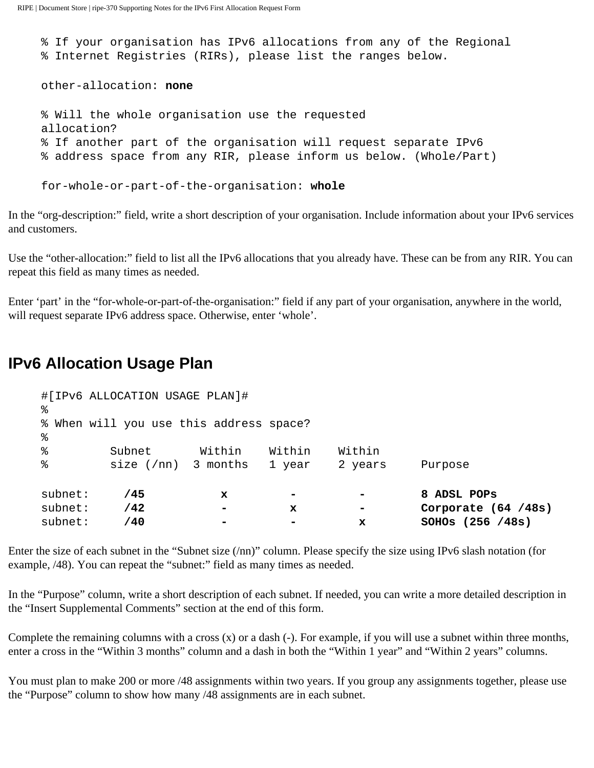```
% If your organisation has IPv6 allocations from any of the Regional
% Internet Registries (RIRs), please list the ranges below.

other-allocation: none

% Will the whole organisation use the requested
allocation?
% If another part of the organisation will request separate IPv6
% address space from any RIR, please inform us below. (Whole/Part)

for-whole-or-part-of-the-organisation: whole
```

In the “org-description:” field, write a short description of your organisation. Include information about your IPv6 services and customers.

Use the “other-allocation:” field to list all the IPv6 allocations that you already have. These can be from any RIR. You can repeat this field as many times as needed.

Enter ‘part’ in the “for-whole-or-part-of-the-organisation:” field if any part of your organisation, anywhere in the world, will request separate IPv6 address space. Otherwise, enter ‘whole’.

## IPv6 Allocation Usage Plan

```
#[IPv6 ALLOCATION USAGE PLAN]#
%
% When will you use this address space?
%
%         Subnet       Within    Within    Within
%         size (/nn)  3 months   1 year    2 years     Purpose

subnet:     /45          x         -         -        8 ADSL POPs
subnet:     /42          -         x         -        Corporate (64 /48s)
subnet:     /40          -         -         x        SOHOs (256 /48s)
```

Enter the size of each subnet in the “Subnet size (/nn)” column. Please specify the size using IPv6 slash notation (for example, /48). You can repeat the “subnet:” field as many times as needed.

In the “Purpose” column, write a short description of each subnet. If needed, you can write a more detailed description in the “Insert Supplemental Comments” section at the end of this form.

Complete the remaining columns with a cross (x) or a dash (-). For example, if you will use a subnet within three months, enter a cross in the “Within 3 months” column and a dash in both the “Within 1 year” and “Within 2 years” columns.

You must plan to make 200 or more /48 assignments within two years. If you group any assignments together, please use the “Purpose” column to show how many /48 assignments are in each subnet.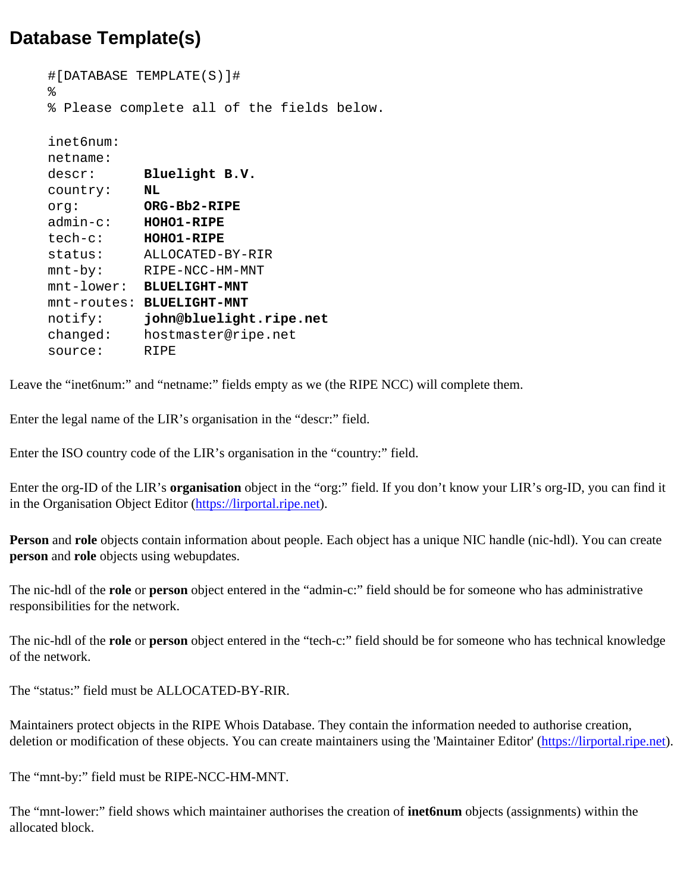## Database Template(s)

```
#[DATABASE TEMPLATE(S)]#
%
% Please complete all of the fields below.

inet6num:
netname:
descr:       Bluelight B.V.
country:     NL
org:         ORG-Bb2-RIPE
admin-c:     HOHO1-RIPE
tech-c:      HOHO1-RIPE
status:      ALLOCATED-BY-RIR
mnt-by:      RIPE-NCC-HM-MNT
mnt-lower:   BLUELIGHT-MNT
mnt-routes:  BLUELIGHT-MNT
notify:      john@bluelight.ripe.net
changed:     hostmaster@ripe.net
source:      RIPE
```

Leave the “inet6num:” and “netname:” fields empty as we (the RIPE NCC) will complete them.

Enter the legal name of the LIR’s organisation in the “descr:” field.

Enter the ISO country code of the LIR’s organisation in the “country:” field.

Enter the org-ID of the LIR’s **organisation** object in the “org:” field. If you don’t know your LIR’s org-ID, you can find it in the Organisation Object Editor (https://lirportal.ripe.net).

**Person** and **role** objects contain information about people. Each object has a unique NIC handle (nic-hdl). You can create **person** and **role** objects using webupdates.

The nic-hdl of the **role** or **person** object entered in the “admin-c:” field should be for someone who has administrative responsibilities for the network.

The nic-hdl of the **role** or **person** object entered in the “tech-c:” field should be for someone who has technical knowledge of the network.

The “status:” field must be ALLOCATED-BY-RIR.

Maintainers protect objects in the RIPE Whois Database. They contain the information needed to authorise creation, deletion or modification of these objects. You can create maintainers using the 'Maintainer Editor' (https://lirportal.ripe.net).

The “mnt-by:” field must be RIPE-NCC-HM-MNT.

The “mnt-lower:” field shows which maintainer authorises the creation of **inet6num** objects (assignments) within the allocated block.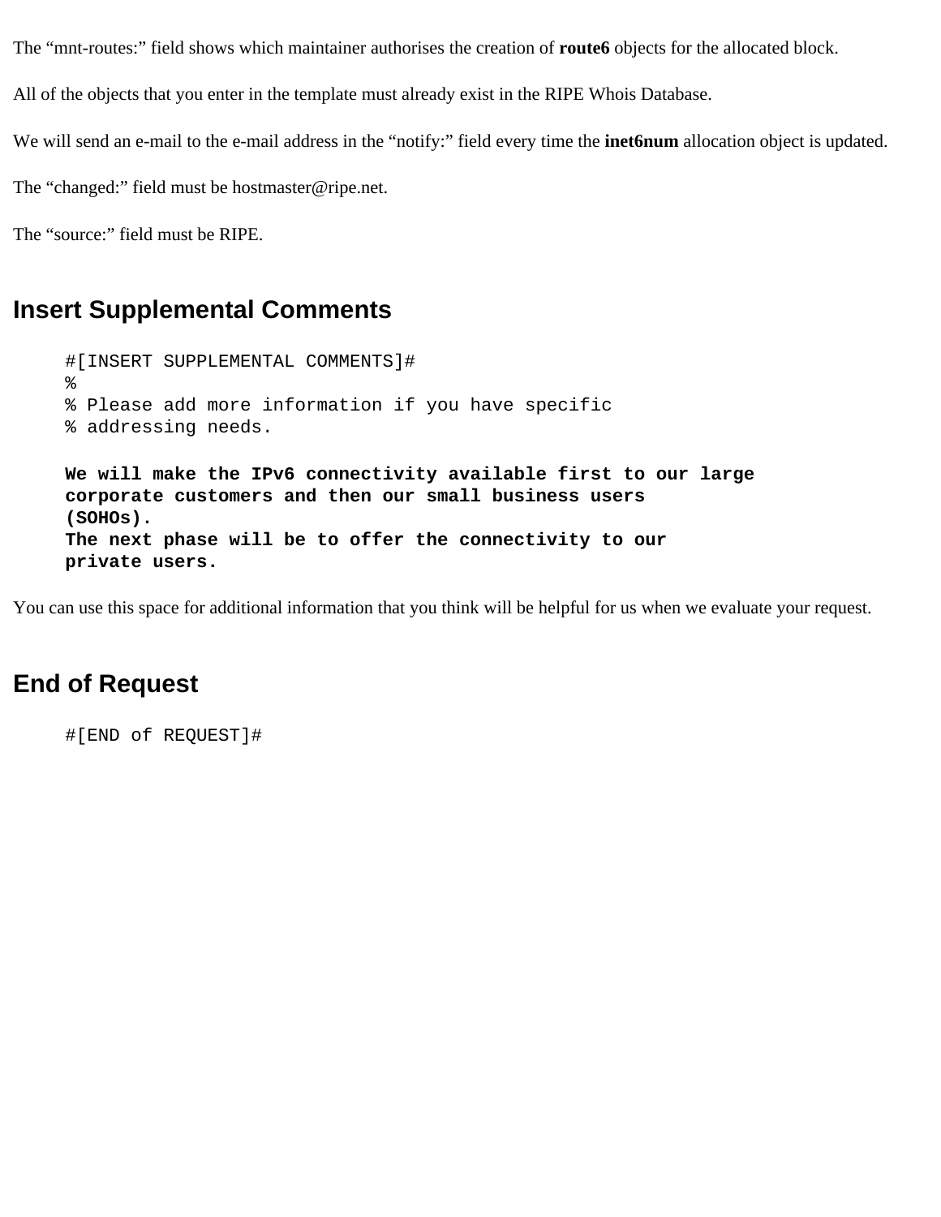The “mnt-routes:” field shows which maintainer authorises the creation of **route6** objects for the allocated block.

All of the objects that you enter in the template must already exist in the RIPE Whois Database.

We will send an e-mail to the e-mail address in the “notify:” field every time the **inet6num** allocation object is updated.

The “changed:” field must be hostmaster@ripe.net.

The “source:” field must be RIPE.

## Insert Supplemental Comments

```
#[INSERT SUPPLEMENTAL COMMENTS]#
%
% Please add more information if you have specific
% addressing needs.

We will make the IPv6 connectivity available first to our large
corporate customers and then our small business users
(SOHOs).
The next phase will be to offer the connectivity to our
private users.
```

You can use this space for additional information that you think will be helpful for us when we evaluate your request.

## End of Request

```
#[END of REQUEST]#
```